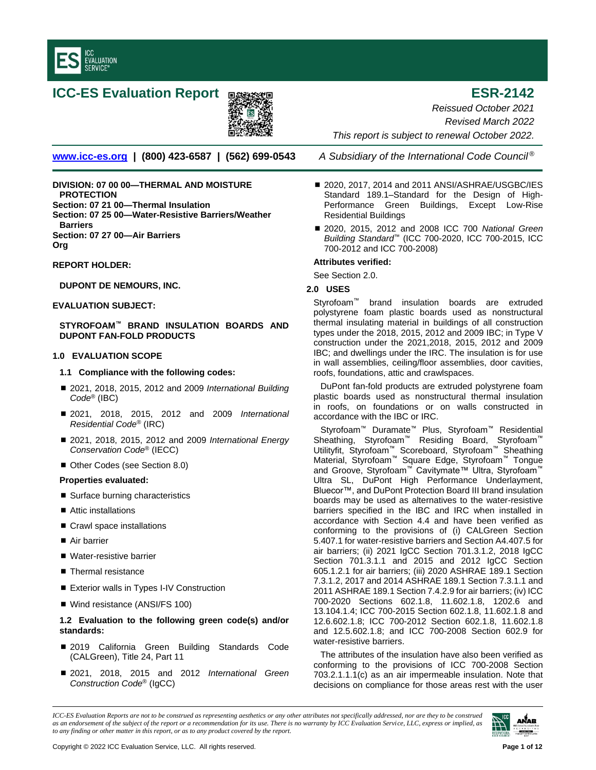# ICC-ES Evaluation Report

# ESR-2142

*Reissued October 2021*
*Revised March 2022*
*This report is subject to renewal October 2022.*

**www.icc-es.org | (800) 423-6587 | (562) 699-0543**  *A Subsidiary of the International Code Council®*

**DIVISION: 07 00 00—THERMAL AND MOISTURE PROTECTION**
**Section: 07 21 00—Thermal Insulation**
**Section: 07 25 00—Water-Resistive Barriers/Weather Barriers**
**Section: 07 27 00—Air Barriers**
**Org**

**REPORT HOLDER:**

**DUPONT DE NEMOURS, INC.**

**EVALUATION SUBJECT:**

**STYROFOAM™ BRAND INSULATION BOARDS AND DUPONT FAN-FOLD PRODUCTS**

## 1.0 EVALUATION SCOPE

### 1.1 Compliance with the following codes:

- 2021, 2018, 2015, 2012 and 2009 *International Building Code®* (IBC)
- 2021, 2018, 2015, 2012 and 2009 *International Residential Code®* (IRC)
- 2021, 2018, 2015, 2012 and 2009 *International Energy Conservation Code®* (IECC)
- Other Codes (see Section 8.0)

**Properties evaluated:**

- Surface burning characteristics
- Attic installations
- Crawl space installations
- Air barrier
- Water-resistive barrier
- Thermal resistance
- Exterior walls in Types I-IV Construction
- Wind resistance (ANSI/FS 100)

### 1.2 Evaluation to the following green code(s) and/or standards:

- 2019 California Green Building Standards Code (CALGreen), Title 24, Part 11
- 2021, 2018, 2015 and 2012 *International Green Construction Code®* (IgCC)
- 2020, 2017, 2014 and 2011 ANSI/ASHRAE/USGBC/IES Standard 189.1–Standard for the Design of High-Performance Green Buildings, Except Low-Rise Residential Buildings
- 2020, 2015, 2012 and 2008 ICC 700 *National Green Building Standard*™ (ICC 700-2020, ICC 700-2015, ICC 700-2012 and ICC 700-2008)

**Attributes verified:**

See Section 2.0.

## 2.0 USES

Styrofoam™ brand insulation boards are extruded polystyrene foam plastic boards used as nonstructural thermal insulating material in buildings of all construction types under the 2018, 2015, 2012 and 2009 IBC; in Type V construction under the 2021,2018, 2015, 2012 and 2009 IBC; and dwellings under the IRC. The insulation is for use in wall assemblies, ceiling/floor assemblies, door cavities, roofs, foundations, attic and crawlspaces.

DuPont fan-fold products are extruded polystyrene foam plastic boards used as nonstructural thermal insulation in roofs, on foundations or on walls constructed in accordance with the IBC or IRC.

Styrofoam™ Duramate™ Plus, Styrofoam™ Residential Sheathing, Styrofoam™ Residing Board, Styrofoam™ Utilityfit, Styrofoam™ Scoreboard, Styrofoam™ Sheathing Material, Styrofoam™ Square Edge, Styrofoam™ Tongue and Groove, Styrofoam™ Cavitymate™ Ultra, Styrofoam™ Ultra SL, DuPont High Performance Underlayment, Bluecor™, and DuPont Protection Board III brand insulation boards may be used as alternatives to the water-resistive barriers specified in the IBC and IRC when installed in accordance with Section 4.4 and have been verified as conforming to the provisions of (i) CALGreen Section 5.407.1 for water-resistive barriers and Section A4.407.5 for air barriers; (ii) 2021 IgCC Section 701.3.1.2, 2018 IgCC Section 701.3.1.1 and 2015 and 2012 IgCC Section 605.1.2.1 for air barriers; (iii) 2020 ASHRAE 189.1 Section 7.3.1.2, 2017 and 2014 ASHRAE 189.1 Section 7.3.1.1 and 2011 ASHRAE 189.1 Section 7.4.2.9 for air barriers; (iv) ICC 700-2020 Sections 602.1.8, 11.602.1.8, 1202.6 and 13.104.1.4; ICC 700-2015 Section 602.1.8, 11.602.1.8 and 12.6.602.1.8; ICC 700-2012 Section 602.1.8, 11.602.1.8 and 12.5.602.1.8; and ICC 700-2008 Section 602.9 for water-resistive barriers.

The attributes of the insulation have also been verified as conforming to the provisions of ICC 700-2008 Section 703.2.1.1.1(c) as an air impermeable insulation. Note that decisions on compliance for those areas rest with the user

*ICC-ES Evaluation Reports are not to be construed as representing aesthetics or any other attributes not specifically addressed, nor are they to be construed as an endorsement of the subject of the report or a recommendation for its use. There is no warranty by ICC Evaluation Service, LLC, express or implied, as to any finding or other matter in this report, or as to any product covered by the report.*

Copyright © 2022 ICC Evaluation Service, LLC. All rights reserved.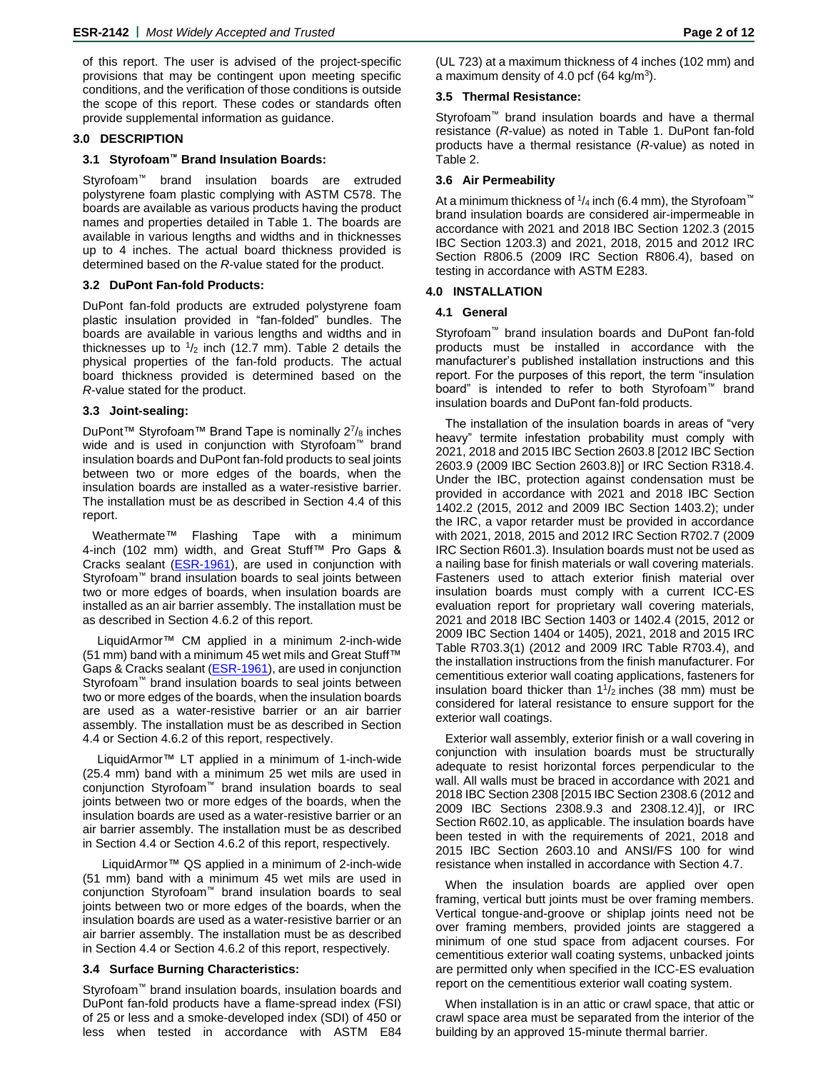of this report. The user is advised of the project-specific provisions that may be contingent upon meeting specific conditions, and the verification of those conditions is outside the scope of this report. These codes or standards often provide supplemental information as guidance.

## 3.0 DESCRIPTION

### 3.1 Styrofoam™ Brand Insulation Boards:

Styrofoam™ brand insulation boards are extruded polystyrene foam plastic complying with ASTM C578. The boards are available as various products having the product names and properties detailed in Table 1. The boards are available in various lengths and widths and in thicknesses up to 4 inches. The actual board thickness provided is determined based on the *R*-value stated for the product.

### 3.2 DuPont Fan-fold Products:

DuPont fan-fold products are extruded polystyrene foam plastic insulation provided in "fan-folded" bundles. The boards are available in various lengths and widths and in thicknesses up to $^1/_2$ inch (12.7 mm). Table 2 details the physical properties of the fan-fold products. The actual board thickness provided is determined based on the *R*-value stated for the product.

### 3.3 Joint-sealing:

DuPont™ Styrofoam™ Brand Tape is nominally $2^7/_8$ inches wide and is used in conjunction with Styrofoam™ brand insulation boards and DuPont fan-fold products to seal joints between two or more edges of the boards, when the insulation boards are installed as a water-resistive barrier. The installation must be as described in Section 4.4 of this report.

Weathermate™ Flashing Tape with a minimum 4-inch (102 mm) width, and Great Stuff™ Pro Gaps & Cracks sealant (ESR-1961), are used in conjunction with Styrofoam™ brand insulation boards to seal joints between two or more edges of boards, when insulation boards are installed as an air barrier assembly. The installation must be as described in Section 4.6.2 of this report.

LiquidArmor™ CM applied in a minimum 2-inch-wide (51 mm) band with a minimum 45 wet mils and Great Stuff™ Gaps & Cracks sealant (ESR-1961), are used in conjunction Styrofoam™ brand insulation boards to seal joints between two or more edges of the boards, when the insulation boards are used as a water-resistive barrier or an air barrier assembly. The installation must be as described in Section 4.4 or Section 4.6.2 of this report, respectively.

LiquidArmor™ LT applied in a minimum of 1-inch-wide (25.4 mm) band with a minimum 25 wet mils are used in conjunction Styrofoam™ brand insulation boards to seal joints between two or more edges of the boards, when the insulation boards are used as a water-resistive barrier or an air barrier assembly. The installation must be as described in Section 4.4 or Section 4.6.2 of this report, respectively.

LiquidArmor™ QS applied in a minimum of 2-inch-wide (51 mm) band with a minimum 45 wet mils are used in conjunction Styrofoam™ brand insulation boards to seal joints between two or more edges of the boards, when the insulation boards are used as a water-resistive barrier or an air barrier assembly. The installation must be as described in Section 4.4 or Section 4.6.2 of this report, respectively.

### 3.4 Surface Burning Characteristics:

Styrofoam™ brand insulation boards, insulation boards and DuPont fan-fold products have a flame-spread index (FSI) of 25 or less and a smoke-developed index (SDI) of 450 or less when tested in accordance with ASTM E84 (UL 723) at a maximum thickness of 4 inches (102 mm) and a maximum density of 4.0 pcf (64 kg/m$^3$).

### 3.5 Thermal Resistance:

Styrofoam™ brand insulation boards and have a thermal resistance (*R*-value) as noted in Table 1. DuPont fan-fold products have a thermal resistance (*R*-value) as noted in Table 2.

### 3.6 Air Permeability

At a minimum thickness of $^1/_4$ inch (6.4 mm), the Styrofoam™ brand insulation boards are considered air-impermeable in accordance with 2021 and 2018 IBC Section 1202.3 (2015 IBC Section 1203.3) and 2021, 2018, 2015 and 2012 IRC Section R806.5 (2009 IRC Section R806.4), based on testing in accordance with ASTM E283.

## 4.0 INSTALLATION

### 4.1 General

Styrofoam™ brand insulation boards and DuPont fan-fold products must be installed in accordance with the manufacturer's published installation instructions and this report. For the purposes of this report, the term "insulation board" is intended to refer to both Styrofoam™ brand insulation boards and DuPont fan-fold products.

The installation of the insulation boards in areas of "very heavy" termite infestation probability must comply with 2021, 2018 and 2015 IBC Section 2603.8 [2012 IBC Section 2603.9 (2009 IBC Section 2603.8)] or IRC Section R318.4. Under the IBC, protection against condensation must be provided in accordance with 2021 and 2018 IBC Section 1402.2 (2015, 2012 and 2009 IBC Section 1403.2); under the IRC, a vapor retarder must be provided in accordance with 2021, 2018, 2015 and 2012 IRC Section R702.7 (2009 IRC Section R601.3). Insulation boards must not be used as a nailing base for finish materials or wall covering materials. Fasteners used to attach exterior finish material over insulation boards must comply with a current ICC-ES evaluation report for proprietary wall covering materials, 2021 and 2018 IBC Section 1403 or 1402.4 (2015, 2012 or 2009 IBC Section 1404 or 1405), 2021, 2018 and 2015 IRC Table R703.3(1) (2012 and 2009 IRC Table R703.4), and the installation instructions from the finish manufacturer. For cementitious exterior wall coating applications, fasteners for insulation board thicker than $1^1/_2$ inches (38 mm) must be considered for lateral resistance to ensure support for the exterior wall coatings.

Exterior wall assembly, exterior finish or a wall covering in conjunction with insulation boards must be structurally adequate to resist horizontal forces perpendicular to the wall. All walls must be braced in accordance with 2021 and 2018 IBC Section 2308 [2015 IBC Section 2308.6 (2012 and 2009 IBC Sections 2308.9.3 and 2308.12.4)], or IRC Section R602.10, as applicable. The insulation boards have been tested in with the requirements of 2021, 2018 and 2015 IBC Section 2603.10 and ANSI/FS 100 for wind resistance when installed in accordance with Section 4.7.

When the insulation boards are applied over open framing, vertical butt joints must be over framing members. Vertical tongue-and-groove or shiplap joints need not be over framing members, provided joints are staggered a minimum of one stud space from adjacent courses. For cementitious exterior wall coating systems, unbacked joints are permitted only when specified in the ICC-ES evaluation report on the cementitious exterior wall coating system.

When installation is in an attic or crawl space, that attic or crawl space area must be separated from the interior of the building by an approved 15-minute thermal barrier.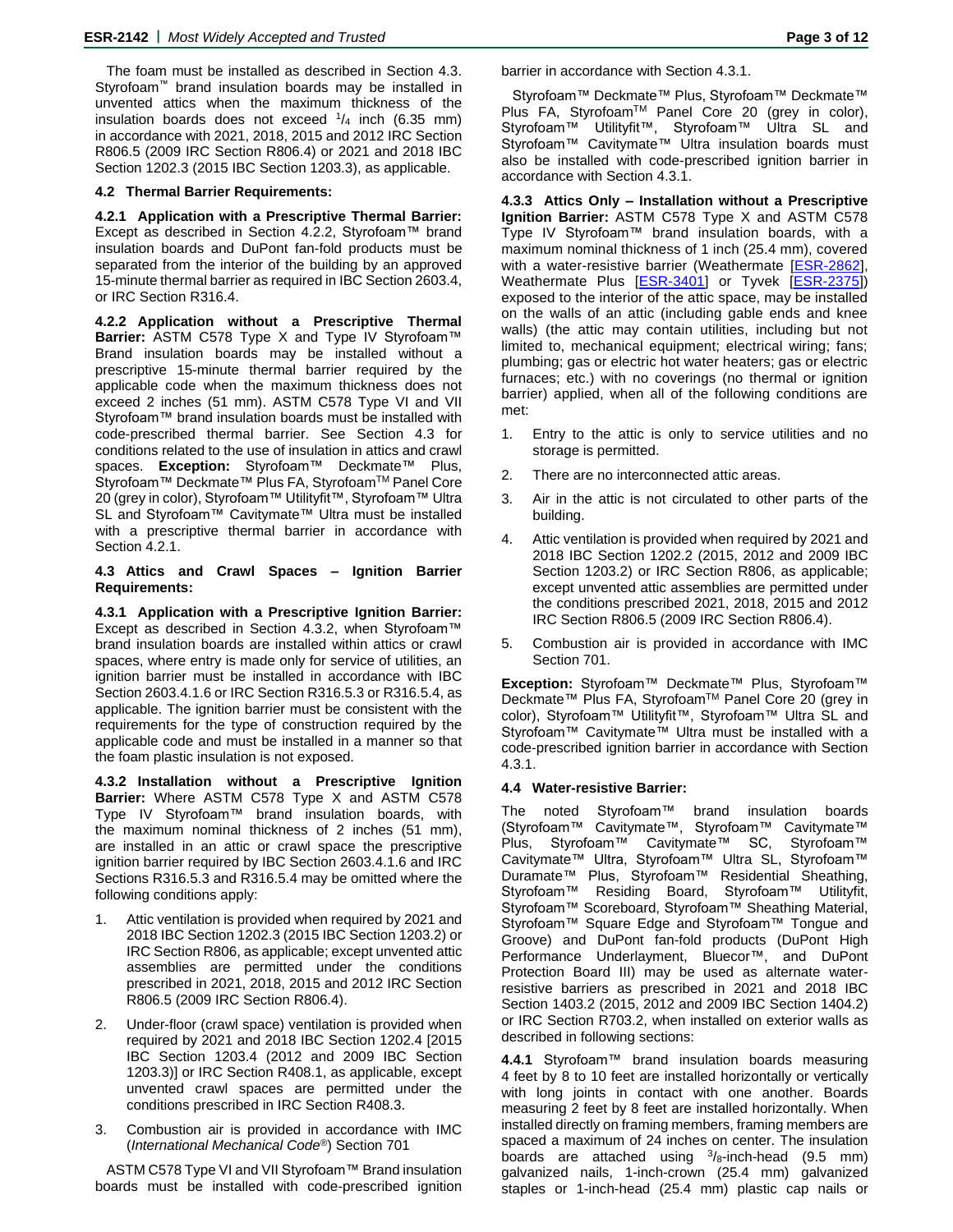The foam must be installed as described in Section 4.3. Styrofoam™ brand insulation boards may be installed in unvented attics when the maximum thickness of the insulation boards does not exceed $^1/_4$ inch (6.35 mm) in accordance with 2021, 2018, 2015 and 2012 IRC Section R806.5 (2009 IRC Section R806.4) or 2021 and 2018 IBC Section 1202.3 (2015 IBC Section 1203.3), as applicable.

### 4.2 Thermal Barrier Requirements:

**4.2.1 Application with a Prescriptive Thermal Barrier:** Except as described in Section 4.2.2, Styrofoam™ brand insulation boards and DuPont fan-fold products must be separated from the interior of the building by an approved 15-minute thermal barrier as required in IBC Section 2603.4, or IRC Section R316.4.

**4.2.2 Application without a Prescriptive Thermal Barrier:** ASTM C578 Type X and Type IV Styrofoam™ Brand insulation boards may be installed without a prescriptive 15-minute thermal barrier required by the applicable code when the maximum thickness does not exceed 2 inches (51 mm). ASTM C578 Type VI and VII Styrofoam™ brand insulation boards must be installed with code-prescribed thermal barrier. See Section 4.3 for conditions related to the use of insulation in attics and crawl spaces. **Exception:** Styrofoam™ Deckmate™ Plus, Styrofoam™ Deckmate™ Plus FA, Styrofoam™ Panel Core 20 (grey in color), Styrofoam™ Utilityfit™, Styrofoam™ Ultra SL and Styrofoam™ Cavitymate™ Ultra must be installed with a prescriptive thermal barrier in accordance with Section 4.2.1.

### 4.3 Attics and Crawl Spaces – Ignition Barrier Requirements:

**4.3.1 Application with a Prescriptive Ignition Barrier:** Except as described in Section 4.3.2, when Styrofoam™ brand insulation boards are installed within attics or crawl spaces, where entry is made only for service of utilities, an ignition barrier must be installed in accordance with IBC Section 2603.4.1.6 or IRC Section R316.5.3 or R316.5.4, as applicable. The ignition barrier must be consistent with the requirements for the type of construction required by the applicable code and must be installed in a manner so that the foam plastic insulation is not exposed.

**4.3.2 Installation without a Prescriptive Ignition Barrier:** Where ASTM C578 Type X and ASTM C578 Type IV Styrofoam™ brand insulation boards, with the maximum nominal thickness of 2 inches (51 mm), are installed in an attic or crawl space the prescriptive ignition barrier required by IBC Section 2603.4.1.6 and IRC Sections R316.5.3 and R316.5.4 may be omitted where the following conditions apply:

1. Attic ventilation is provided when required by 2021 and 2018 IBC Section 1202.3 (2015 IBC Section 1203.2) or IRC Section R806, as applicable; except unvented attic assemblies are permitted under the conditions prescribed in 2021, 2018, 2015 and 2012 IRC Section R806.5 (2009 IRC Section R806.4).
2. Under-floor (crawl space) ventilation is provided when required by 2021 and 2018 IBC Section 1202.4 [2015 IBC Section 1203.4 (2012 and 2009 IBC Section 1203.3)] or IRC Section R408.1, as applicable, except unvented crawl spaces are permitted under the conditions prescribed in IRC Section R408.3.
3. Combustion air is provided in accordance with IMC (*International Mechanical Code*®) Section 701

ASTM C578 Type VI and VII Styrofoam™ Brand insulation boards must be installed with code-prescribed ignition barrier in accordance with Section 4.3.1.

Styrofoam™ Deckmate™ Plus, Styrofoam™ Deckmate™ Plus FA, Styrofoam™ Panel Core 20 (grey in color), Styrofoam™ Utilityfit™, Styrofoam™ Ultra SL and Styrofoam™ Cavitymate™ Ultra insulation boards must also be installed with code-prescribed ignition barrier in accordance with Section 4.3.1.

**4.3.3 Attics Only – Installation without a Prescriptive Ignition Barrier:** ASTM C578 Type X and ASTM C578 Type IV Styrofoam™ brand insulation boards, with a maximum nominal thickness of 1 inch (25.4 mm), covered with a water-resistive barrier (Weathermate [ESR-2862], Weathermate Plus [ESR-3401] or Tyvek [ESR-2375]) exposed to the interior of the attic space, may be installed on the walls of an attic (including gable ends and knee walls) (the attic may contain utilities, including but not limited to, mechanical equipment; electrical wiring; fans; plumbing; gas or electric hot water heaters; gas or electric furnaces; etc.) with no coverings (no thermal or ignition barrier) applied, when all of the following conditions are met:

1. Entry to the attic is only to service utilities and no storage is permitted.
2. There are no interconnected attic areas.
3. Air in the attic is not circulated to other parts of the building.
4. Attic ventilation is provided when required by 2021 and 2018 IBC Section 1202.2 (2015, 2012 and 2009 IBC Section 1203.2) or IRC Section R806, as applicable; except unvented attic assemblies are permitted under the conditions prescribed 2021, 2018, 2015 and 2012 IRC Section R806.5 (2009 IRC Section R806.4).
5. Combustion air is provided in accordance with IMC Section 701.

**Exception:** Styrofoam™ Deckmate™ Plus, Styrofoam™ Deckmate™ Plus FA, Styrofoam™ Panel Core 20 (grey in color), Styrofoam™ Utilityfit™, Styrofoam™ Ultra SL and Styrofoam™ Cavitymate™ Ultra must be installed with a code-prescribed ignition barrier in accordance with Section 4.3.1.

### 4.4 Water-resistive Barrier:

The noted Styrofoam™ brand insulation boards (Styrofoam™ Cavitymate™, Styrofoam™ Cavitymate™ Plus, Styrofoam™ Cavitymate™ SC, Styrofoam™ Cavitymate™ Ultra, Styrofoam™ Ultra SL, Styrofoam™ Duramate™ Plus, Styrofoam™ Residential Sheathing, Styrofoam™ Residing Board, Styrofoam™ Utilityfit, Styrofoam™ Scoreboard, Styrofoam™ Sheathing Material, Styrofoam™ Square Edge and Styrofoam™ Tongue and Groove) and DuPont fan-fold products (DuPont High Performance Underlayment, Bluecor™, and DuPont Protection Board III) may be used as alternate water-resistive barriers as prescribed in 2021 and 2018 IBC Section 1403.2 (2015, 2012 and 2009 IBC Section 1404.2) or IRC Section R703.2, when installed on exterior walls as described in following sections:

**4.4.1** Styrofoam™ brand insulation boards measuring 4 feet by 8 to 10 feet are installed horizontally or vertically with long joints in contact with one another. Boards measuring 2 feet by 8 feet are installed horizontally. When installed directly on framing members, framing members are spaced a maximum of 24 inches on center. The insulation boards are attached using $^3/_8$-inch-head (9.5 mm) galvanized nails, 1-inch-crown (25.4 mm) galvanized staples or 1-inch-head (25.4 mm) plastic cap nails or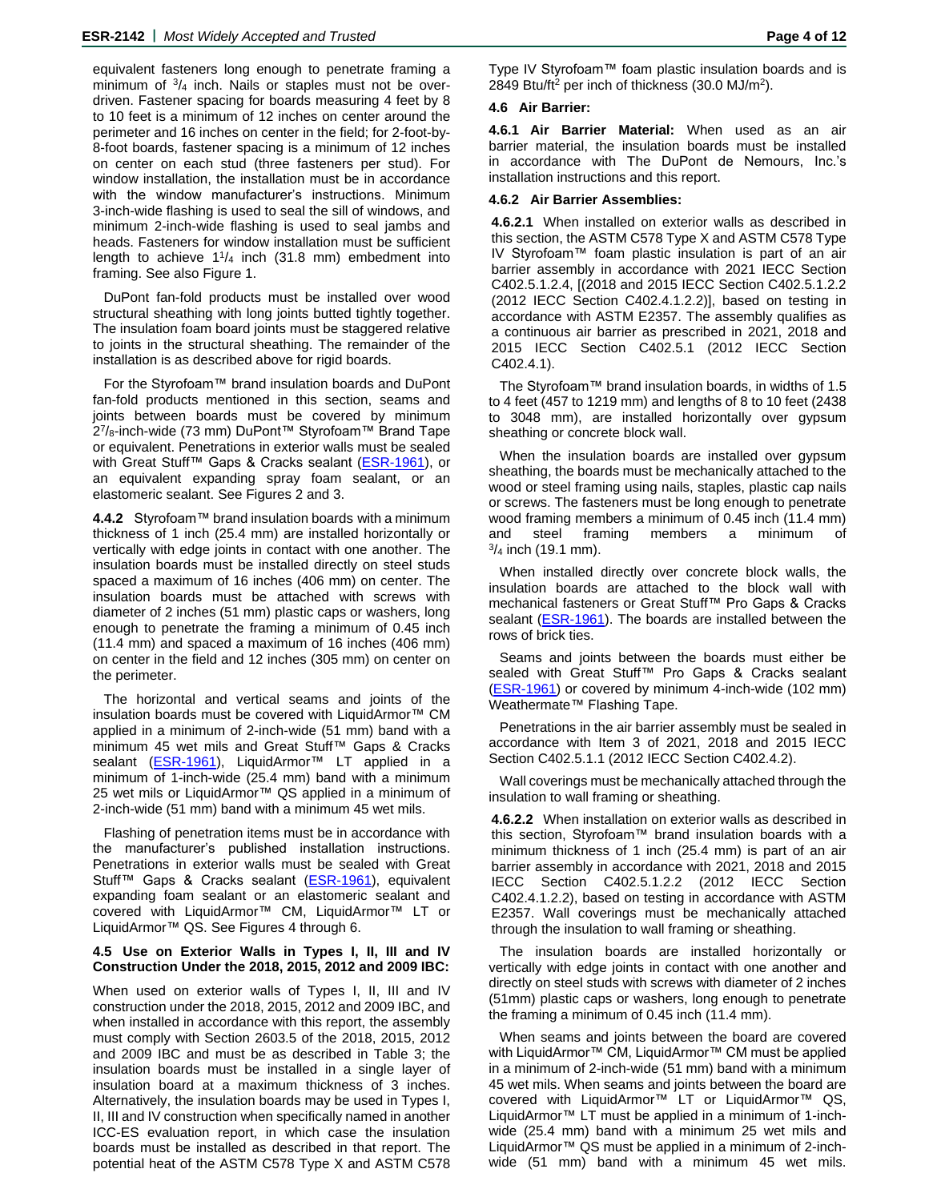equivalent fasteners long enough to penetrate framing a minimum of $^{3}/_{4}$ inch. Nails or staples must not be over-driven. Fastener spacing for boards measuring 4 feet by 8 to 10 feet is a minimum of 12 inches on center around the perimeter and 16 inches on center in the field; for 2-foot-by-8-foot boards, fastener spacing is a minimum of 12 inches on center on each stud (three fasteners per stud). For window installation, the installation must be in accordance with the window manufacturer's instructions. Minimum 3-inch-wide flashing is used to seal the sill of windows, and minimum 2-inch-wide flashing is used to seal jambs and heads. Fasteners for window installation must be sufficient length to achieve $1^{1}/_{4}$ inch (31.8 mm) embedment into framing. See also Figure 1.

DuPont fan-fold products must be installed over wood structural sheathing with long joints butted tightly together. The insulation foam board joints must be staggered relative to joints in the structural sheathing. The remainder of the installation is as described above for rigid boards.

For the Styrofoam™ brand insulation boards and DuPont fan-fold products mentioned in this section, seams and joints between boards must be covered by minimum $2^{7}/_{8}$-inch-wide (73 mm) DuPont™ Styrofoam™ Brand Tape or equivalent. Penetrations in exterior walls must be sealed with Great Stuff™ Gaps & Cracks sealant (ESR-1961), or an equivalent expanding spray foam sealant, or an elastomeric sealant. See Figures 2 and 3.

**4.4.2** Styrofoam™ brand insulation boards with a minimum thickness of 1 inch (25.4 mm) are installed horizontally or vertically with edge joints in contact with one another. The insulation boards must be installed directly on steel studs spaced a maximum of 16 inches (406 mm) on center. The insulation boards must be attached with screws with diameter of 2 inches (51 mm) plastic caps or washers, long enough to penetrate the framing a minimum of 0.45 inch (11.4 mm) and spaced a maximum of 16 inches (406 mm) on center in the field and 12 inches (305 mm) on center on the perimeter.

The horizontal and vertical seams and joints of the insulation boards must be covered with LiquidArmor™ CM applied in a minimum of 2-inch-wide (51 mm) band with a minimum 45 wet mils and Great Stuff™ Gaps & Cracks sealant (ESR-1961), LiquidArmor™ LT applied in a minimum of 1-inch-wide (25.4 mm) band with a minimum 25 wet mils or LiquidArmor™ QS applied in a minimum of 2-inch-wide (51 mm) band with a minimum 45 wet mils.

Flashing of penetration items must be in accordance with the manufacturer's published installation instructions. Penetrations in exterior walls must be sealed with Great Stuff™ Gaps & Cracks sealant (ESR-1961), equivalent expanding foam sealant or an elastomeric sealant and covered with LiquidArmor™ CM, LiquidArmor™ LT or LiquidArmor™ QS. See Figures 4 through 6.

### 4.5 Use on Exterior Walls in Types I, II, III and IV Construction Under the 2018, 2015, 2012 and 2009 IBC:

When used on exterior walls of Types I, II, III and IV construction under the 2018, 2015, 2012 and 2009 IBC, and when installed in accordance with this report, the assembly must comply with Section 2603.5 of the 2018, 2015, 2012 and 2009 IBC and must be as described in Table 3; the insulation boards must be installed in a single layer of insulation board at a maximum thickness of 3 inches. Alternatively, the insulation boards may be used in Types I, II, III and IV construction when specifically named in another ICC-ES evaluation report, in which case the insulation boards must be installed as described in that report. The potential heat of the ASTM C578 Type X and ASTM C578 Type IV Styrofoam™ foam plastic insulation boards and is 2849 Btu/ft$^2$ per inch of thickness (30.0 MJ/m$^2$).

### 4.6 Air Barrier:

**4.6.1 Air Barrier Material:** When used as an air barrier material, the insulation boards must be installed in accordance with The DuPont de Nemours, Inc.'s installation instructions and this report.

**4.6.2 Air Barrier Assemblies:**

**4.6.2.1** When installed on exterior walls as described in this section, the ASTM C578 Type X and ASTM C578 Type IV Styrofoam™ foam plastic insulation is part of an air barrier assembly in accordance with 2021 IECC Section C402.5.1.2.4, [(2018 and 2015 IECC Section C402.5.1.2.2 (2012 IECC Section C402.4.1.2.2)], based on testing in accordance with ASTM E2357. The assembly qualifies as a continuous air barrier as prescribed in 2021, 2018 and 2015 IECC Section C402.5.1 (2012 IECC Section C402.4.1).

The Styrofoam™ brand insulation boards, in widths of 1.5 to 4 feet (457 to 1219 mm) and lengths of 8 to 10 feet (2438 to 3048 mm), are installed horizontally over gypsum sheathing or concrete block wall.

When the insulation boards are installed over gypsum sheathing, the boards must be mechanically attached to the wood or steel framing using nails, staples, plastic cap nails or screws. The fasteners must be long enough to penetrate wood framing members a minimum of 0.45 inch (11.4 mm) and steel framing members a minimum of $^{3}/_{4}$ inch (19.1 mm).

When installed directly over concrete block walls, the insulation boards are attached to the block wall with mechanical fasteners or Great Stuff™ Pro Gaps & Cracks sealant (ESR-1961). The boards are installed between the rows of brick ties.

Seams and joints between the boards must either be sealed with Great Stuff™ Pro Gaps & Cracks sealant (ESR-1961) or covered by minimum 4-inch-wide (102 mm) Weathermate™ Flashing Tape.

Penetrations in the air barrier assembly must be sealed in accordance with Item 3 of 2021, 2018 and 2015 IECC Section C402.5.1.1 (2012 IECC Section C402.4.2).

Wall coverings must be mechanically attached through the insulation to wall framing or sheathing.

**4.6.2.2** When installation on exterior walls as described in this section, Styrofoam™ brand insulation boards with a minimum thickness of 1 inch (25.4 mm) is part of an air barrier assembly in accordance with 2021, 2018 and 2015 IECC Section C402.5.1.2.2 (2012 IECC Section C402.4.1.2.2), based on testing in accordance with ASTM E2357. Wall coverings must be mechanically attached through the insulation to wall framing or sheathing.

The insulation boards are installed horizontally or vertically with edge joints in contact with one another and directly on steel studs with screws with diameter of 2 inches (51mm) plastic caps or washers, long enough to penetrate the framing a minimum of 0.45 inch (11.4 mm).

When seams and joints between the board are covered with LiquidArmor™ CM, LiquidArmor™ CM must be applied in a minimum of 2-inch-wide (51 mm) band with a minimum 45 wet mils. When seams and joints between the board are covered with LiquidArmor™ LT or LiquidArmor™ QS, LiquidArmor™ LT must be applied in a minimum of 1-inch-wide (25.4 mm) band with a minimum 25 wet mils and LiquidArmor™ QS must be applied in a minimum of 2-inch-wide (51 mm) band with a minimum 45 wet mils.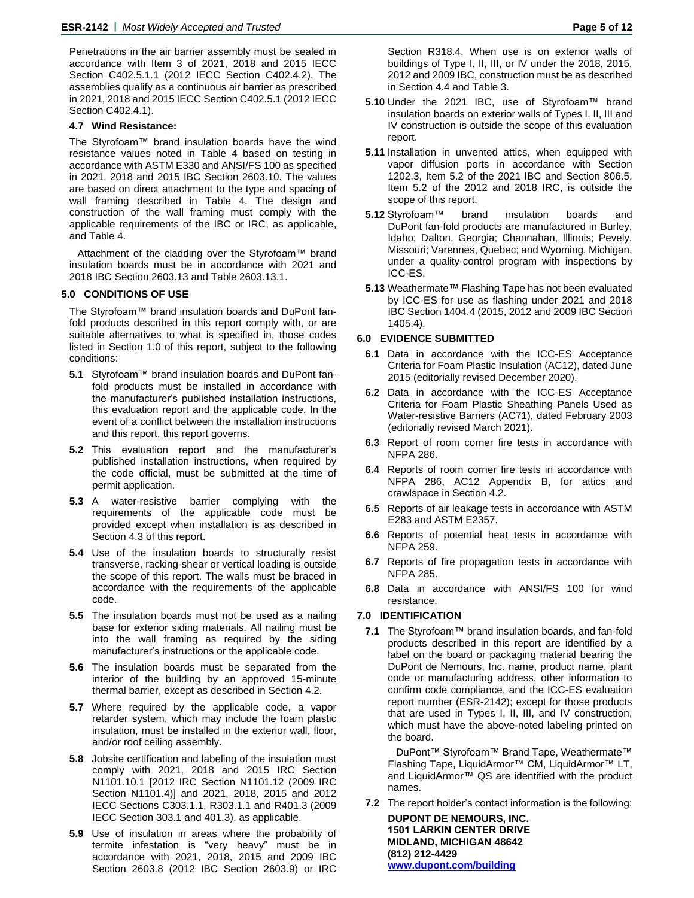Penetrations in the air barrier assembly must be sealed in accordance with Item 3 of 2021, 2018 and 2015 IECC Section C402.5.1.1 (2012 IECC Section C402.4.2). The assemblies qualify as a continuous air barrier as prescribed in 2021, 2018 and 2015 IECC Section C402.5.1 (2012 IECC Section C402.4.1).

### 4.7 Wind Resistance:

The Styrofoam™ brand insulation boards have the wind resistance values noted in Table 4 based on testing in accordance with ASTM E330 and ANSI/FS 100 as specified in 2021, 2018 and 2015 IBC Section 2603.10. The values are based on direct attachment to the type and spacing of wall framing described in Table 4. The design and construction of the wall framing must comply with the applicable requirements of the IBC or IRC, as applicable, and Table 4.

Attachment of the cladding over the Styrofoam™ brand insulation boards must be in accordance with 2021 and 2018 IBC Section 2603.13 and Table 2603.13.1.

## 5.0 CONDITIONS OF USE

The Styrofoam™ brand insulation boards and DuPont fan-fold products described in this report comply with, or are suitable alternatives to what is specified in, those codes listed in Section 1.0 of this report, subject to the following conditions:

**5.1** Styrofoam™ brand insulation boards and DuPont fan-fold products must be installed in accordance with the manufacturer's published installation instructions, this evaluation report and the applicable code. In the event of a conflict between the installation instructions and this report, this report governs.

**5.2** This evaluation report and the manufacturer's published installation instructions, when required by the code official, must be submitted at the time of permit application.

**5.3** A water-resistive barrier complying with the requirements of the applicable code must be provided except when installation is as described in Section 4.3 of this report.

**5.4** Use of the insulation boards to structurally resist transverse, racking-shear or vertical loading is outside the scope of this report. The walls must be braced in accordance with the requirements of the applicable code.

**5.5** The insulation boards must not be used as a nailing base for exterior siding materials. All nailing must be into the wall framing as required by the siding manufacturer's instructions or the applicable code.

**5.6** The insulation boards must be separated from the interior of the building by an approved 15-minute thermal barrier, except as described in Section 4.2.

**5.7** Where required by the applicable code, a vapor retarder system, which may include the foam plastic insulation, must be installed in the exterior wall, floor, and/or roof ceiling assembly.

**5.8** Jobsite certification and labeling of the insulation must comply with 2021, 2018 and 2015 IRC Section N1101.10.1 [2012 IRC Section N1101.12 (2009 IRC Section N1101.4)] and 2021, 2018, 2015 and 2012 IECC Sections C303.1.1, R303.1.1 and R401.3 (2009 IECC Section 303.1 and 401.3), as applicable.

**5.9** Use of insulation in areas where the probability of termite infestation is "very heavy" must be in accordance with 2021, 2018, 2015 and 2009 IBC Section 2603.8 (2012 IBC Section 2603.9) or IRC Section R318.4. When use is on exterior walls of buildings of Type I, II, III, or IV under the 2018, 2015, 2012 and 2009 IBC, construction must be as described in Section 4.4 and Table 3.

**5.10** Under the 2021 IBC, use of Styrofoam™ brand insulation boards on exterior walls of Types I, II, III and IV construction is outside the scope of this evaluation report.

**5.11** Installation in unvented attics, when equipped with vapor diffusion ports in accordance with Section 1202.3, Item 5.2 of the 2021 IBC and Section 806.5, Item 5.2 of the 2012 and 2018 IRC, is outside the scope of this report.

**5.12** Styrofoam™ brand insulation boards and DuPont fan-fold products are manufactured in Burley, Idaho; Dalton, Georgia; Channahan, Illinois; Pevely, Missouri; Varennes, Quebec; and Wyoming, Michigan, under a quality-control program with inspections by ICC-ES.

**5.13** Weathermate™ Flashing Tape has not been evaluated by ICC-ES for use as flashing under 2021 and 2018 IBC Section 1404.4 (2015, 2012 and 2009 IBC Section 1405.4).

## 6.0 EVIDENCE SUBMITTED

**6.1** Data in accordance with the ICC-ES Acceptance Criteria for Foam Plastic Insulation (AC12), dated June 2015 (editorially revised December 2020).

**6.2** Data in accordance with the ICC-ES Acceptance Criteria for Foam Plastic Sheathing Panels Used as Water-resistive Barriers (AC71), dated February 2003 (editorially revised March 2021).

**6.3** Report of room corner fire tests in accordance with NFPA 286.

**6.4** Reports of room corner fire tests in accordance with NFPA 286, AC12 Appendix B, for attics and crawlspace in Section 4.2.

**6.5** Reports of air leakage tests in accordance with ASTM E283 and ASTM E2357.

**6.6** Reports of potential heat tests in accordance with NFPA 259.

**6.7** Reports of fire propagation tests in accordance with NFPA 285.

**6.8** Data in accordance with ANSI/FS 100 for wind resistance.

## 7.0 IDENTIFICATION

**7.1** The Styrofoam™ brand insulation boards, and fan-fold products described in this report are identified by a label on the board or packaging material bearing the DuPont de Nemours, Inc. name, product name, plant code or manufacturing address, other information to confirm code compliance, and the ICC-ES evaluation report number (ESR-2142); except for those products that are used in Types I, II, III, and IV construction, which must have the above-noted labeling printed on the board.

DuPont™ Styrofoam™ Brand Tape, Weathermate™ Flashing Tape, LiquidArmor™ CM, LiquidArmor™ LT, and LiquidArmor™ QS are identified with the product names.

**7.2** The report holder's contact information is the following:

**DUPONT DE NEMOURS, INC.**
**1501 LARKIN CENTER DRIVE**
**MIDLAND, MICHIGAN 48642**
**(812) 212-4429**
**www.dupont.com/building**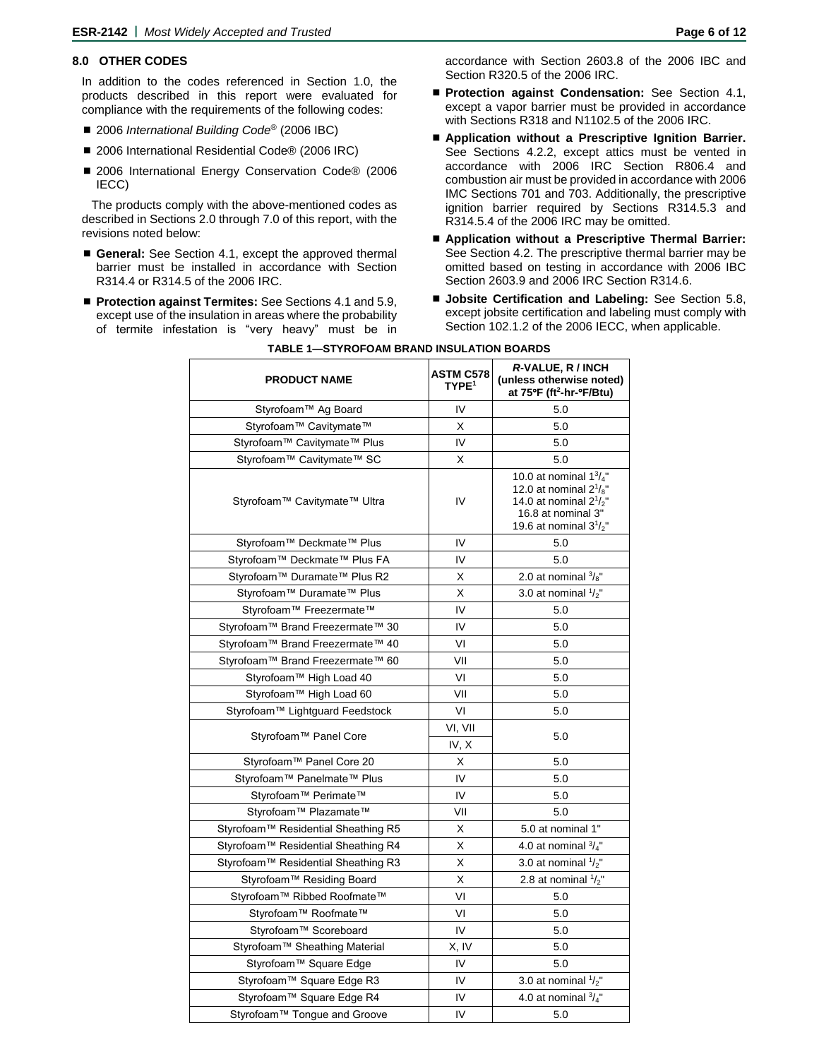## 8.0 OTHER CODES

In addition to the codes referenced in Section 1.0, the products described in this report were evaluated for compliance with the requirements of the following codes:

- 2006 *International Building Code*® (2006 IBC)
- 2006 International Residential Code® (2006 IRC)
- 2006 International Energy Conservation Code® (2006 IECC)

The products comply with the above-mentioned codes as described in Sections 2.0 through 7.0 of this report, with the revisions noted below:

- **General:** See Section 4.1, except the approved thermal barrier must be installed in accordance with Section R314.4 or R314.5 of the 2006 IRC.
- **Protection against Termites:** See Sections 4.1 and 5.9, except use of the insulation in areas where the probability of termite infestation is "very heavy" must be in accordance with Section 2603.8 of the 2006 IBC and Section R320.5 of the 2006 IRC.
- **Protection against Condensation:** See Section 4.1, except a vapor barrier must be provided in accordance with Sections R318 and N1102.5 of the 2006 IRC.
- **Application without a Prescriptive Ignition Barrier.** See Sections 4.2.2, except attics must be vented in accordance with 2006 IRC Section R806.4 and combustion air must be provided in accordance with 2006 IMC Sections 701 and 703. Additionally, the prescriptive ignition barrier required by Sections R314.5.3 and R314.5.4 of the 2006 IRC may be omitted.
- **Application without a Prescriptive Thermal Barrier:** See Section 4.2. The prescriptive thermal barrier may be omitted based on testing in accordance with 2006 IBC Section 2603.9 and 2006 IRC Section R314.6.
- **Jobsite Certification and Labeling:** See Section 5.8, except jobsite certification and labeling must comply with Section 102.1.2 of the 2006 IECC, when applicable.

**TABLE 1—STYROFOAM BRAND INSULATION BOARDS**

| PRODUCT NAME | ASTM C578 TYPE[1] | *R*-VALUE, R / INCH (unless otherwise noted) at 75°F (ft²-hr-°F/Btu) |
|---|---|---|
| Styrofoam™ Ag Board | IV | 5.0 |
| Styrofoam™ Cavitymate™ | X | 5.0 |
| Styrofoam™ Cavitymate™ Plus | IV | 5.0 |
| Styrofoam™ Cavitymate™ SC | X | 5.0 |
| Styrofoam™ Cavitymate™ Ultra | IV | 10.0 at nominal 1³/₄"<br>12.0 at nominal 2¹/₈"<br>14.0 at nominal 2¹/₂"<br>16.8 at nominal 3"<br>19.6 at nominal 3¹/₂" |
| Styrofoam™ Deckmate™ Plus | IV | 5.0 |
| Styrofoam™ Deckmate™ Plus FA | IV | 5.0 |
| Styrofoam™ Duramate™ Plus R2 | X | 2.0 at nominal ³/₈" |
| Styrofoam™ Duramate™ Plus | X | 3.0 at nominal ¹/₂" |
| Styrofoam™ Freezermate™ | IV | 5.0 |
| Styrofoam™ Brand Freezermate™ 30 | IV | 5.0 |
| Styrofoam™ Brand Freezermate™ 40 | VI | 5.0 |
| Styrofoam™ Brand Freezermate™ 60 | VII | 5.0 |
| Styrofoam™ High Load 40 | VI | 5.0 |
| Styrofoam™ High Load 60 | VII | 5.0 |
| Styrofoam™ Lightguard Feedstock | VI | 5.0 |
| Styrofoam™ Panel Core | VI, VII<br>IV, X | 5.0 |
| Styrofoam™ Panel Core 20 | X | 5.0 |
| Styrofoam™ Panelmate™ Plus | IV | 5.0 |
| Styrofoam™ Perimate™ | IV | 5.0 |
| Styrofoam™ Plazamate™ | VII | 5.0 |
| Styrofoam™ Residential Sheathing R5 | X | 5.0 at nominal 1" |
| Styrofoam™ Residential Sheathing R4 | X | 4.0 at nominal ³/₄" |
| Styrofoam™ Residential Sheathing R3 | X | 3.0 at nominal ¹/₂" |
| Styrofoam™ Residing Board | X | 2.8 at nominal ¹/₂" |
| Styrofoam™ Ribbed Roofmate™ | VI | 5.0 |
| Styrofoam™ Roofmate™ | VI | 5.0 |
| Styrofoam™ Scoreboard | IV | 5.0 |
| Styrofoam™ Sheathing Material | X, IV | 5.0 |
| Styrofoam™ Square Edge | IV | 5.0 |
| Styrofoam™ Square Edge R3 | IV | 3.0 at nominal ¹/₂" |
| Styrofoam™ Square Edge R4 | IV | 4.0 at nominal ³/₄" |
| Styrofoam™ Tongue and Groove | IV | 5.0 |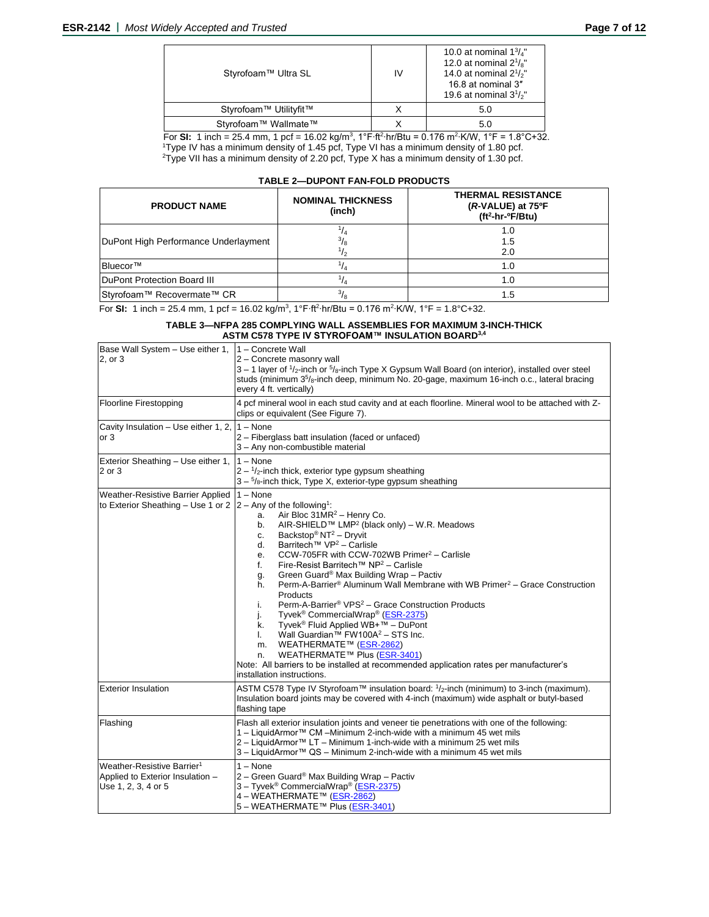| | | |
|---|---|---|
| Styrofoam™ Ultra SL | IV | 10.0 at nominal 1³/₄"<br>12.0 at nominal 2¹/₈"<br>14.0 at nominal 2¹/₂"<br>16.8 at nominal 3"<br>19.6 at nominal 3¹/₂" |
| Styrofoam™ Utilityfit™ | X | 5.0 |
| Styrofoam™ Wallmate™ | X | 5.0 |

For **SI:** 1 inch = 25.4 mm, 1 pcf = 16.02 kg/m³, 1°F·ft²·hr/Btu = 0.176 m²·K/W, 1°F = 1.8°C+32.
[1]Type IV has a minimum density of 1.45 pcf, Type VI has a minimum density of 1.80 pcf.
[2]Type VII has a minimum density of 2.20 pcf, Type X has a minimum density of 1.30 pcf.

**TABLE 2—DUPONT FAN-FOLD PRODUCTS**

| PRODUCT NAME | NOMINAL THICKNESS (inch) | THERMAL RESISTANCE (*R*-VALUE) at 75°F (ft²-hr-°F/Btu) |
|---|---|---|
| DuPont High Performance Underlayment | 1/4<br>3/8<br>1/2 | 1.0<br>1.5<br>2.0 |
| Bluecor™ | 1/4 | 1.0 |
| DuPont Protection Board III | 1/4 | 1.0 |
| Styrofoam™ Recovermate™ CR | 3/8 | 1.5 |

For **SI:** 1 inch = 25.4 mm, 1 pcf = 16.02 kg/m³, 1°F·ft²·hr/Btu = 0.176 m²·K/W, 1°F = 1.8°C+32.

**TABLE 3—NFPA 285 COMPLYING WALL ASSEMBLIES FOR MAXIMUM 3-INCH-THICK ASTM C578 TYPE IV STYROFOAM™ INSULATION BOARD[3,4]**

| | |
|---|---|
| Base Wall System – Use either 1, 2, or 3 | 1 – Concrete Wall<br>2 – Concrete masonry wall<br>3 – 1 layer of 1/2-inch or 5/8-inch Type X Gypsum Wall Board (on interior), installed over steel studs (minimum 3⁵/₈-inch deep, minimum No. 20-gage, maximum 16-inch o.c., lateral bracing every 4 ft. vertically) |
| Floorline Firestopping | 4 pcf mineral wool in each stud cavity and at each floorline. Mineral wool to be attached with Z-clips or equivalent (See Figure 7). |
| Cavity Insulation – Use either 1, 2, or 3 | 1 – None<br>2 – Fiberglass batt insulation (faced or unfaced)<br>3 – Any non-combustible material |
| Exterior Sheathing – Use either 1, 2 or 3 | 1 – None<br>2 – 1/2-inch thick, exterior type gypsum sheathing<br>3 – 5/8-inch thick, Type X, exterior-type gypsum sheathing |
| Weather-Resistive Barrier Applied to Exterior Sheathing – Use 1 or 2 | 1 – None<br>2 – Any of the following[1]:<br>a. Air Bloc 31MR[2] – Henry Co.<br>b. AIR-SHIELD™ LMP[2] (black only) – W.R. Meadows<br>c. Backstop® NT[2] – Dryvit<br>d. Barritech™ VP[2] – Carlisle<br>e. CCW-705FR with CCW-702WB Primer[2] – Carlisle<br>f. Fire-Resist Barritech™ NP[2] – Carlisle<br>g. Green Guard® Max Building Wrap – Pactiv<br>h. Perm-A-Barrier® Aluminum Wall Membrane with WB Primer[2] – Grace Construction Products<br>i. Perm-A-Barrier® VPS[2] – Grace Construction Products<br>j. Tyvek® CommercialWrap® (ESR-2375)<br>k. Tyvek® Fluid Applied WB+™ – DuPont<br>l. Wall Guardian™ FW100A[2] – STS Inc.<br>m. WEATHERMATE™ (ESR-2862)<br>n. WEATHERMATE™ Plus (ESR-3401)<br>Note: All barriers to be installed at recommended application rates per manufacturer's installation instructions. |
| Exterior Insulation | ASTM C578 Type IV Styrofoam™ insulation board: 1/2-inch (minimum) to 3-inch (maximum). Insulation board joints may be covered with 4-inch (maximum) wide asphalt or butyl-based flashing tape |
| Flashing | Flash all exterior insulation joints and veneer tie penetrations with one of the following:<br>1 – LiquidArmor™ CM –Minimum 2-inch-wide with a minimum 45 wet mils<br>2 – LiquidArmor™ LT – Minimum 1-inch-wide with a minimum 25 wet mils<br>3 – LiquidArmor™ QS – Minimum 2-inch-wide with a minimum 45 wet mils |
| Weather-Resistive Barrier[1] Applied to Exterior Insulation – Use 1, 2, 3, 4 or 5 | 1 – None<br>2 – Green Guard® Max Building Wrap – Pactiv<br>3 – Tyvek® CommercialWrap® (ESR-2375)<br>4 – WEATHERMATE™ (ESR-2862)<br>5 – WEATHERMATE™ Plus (ESR-3401) |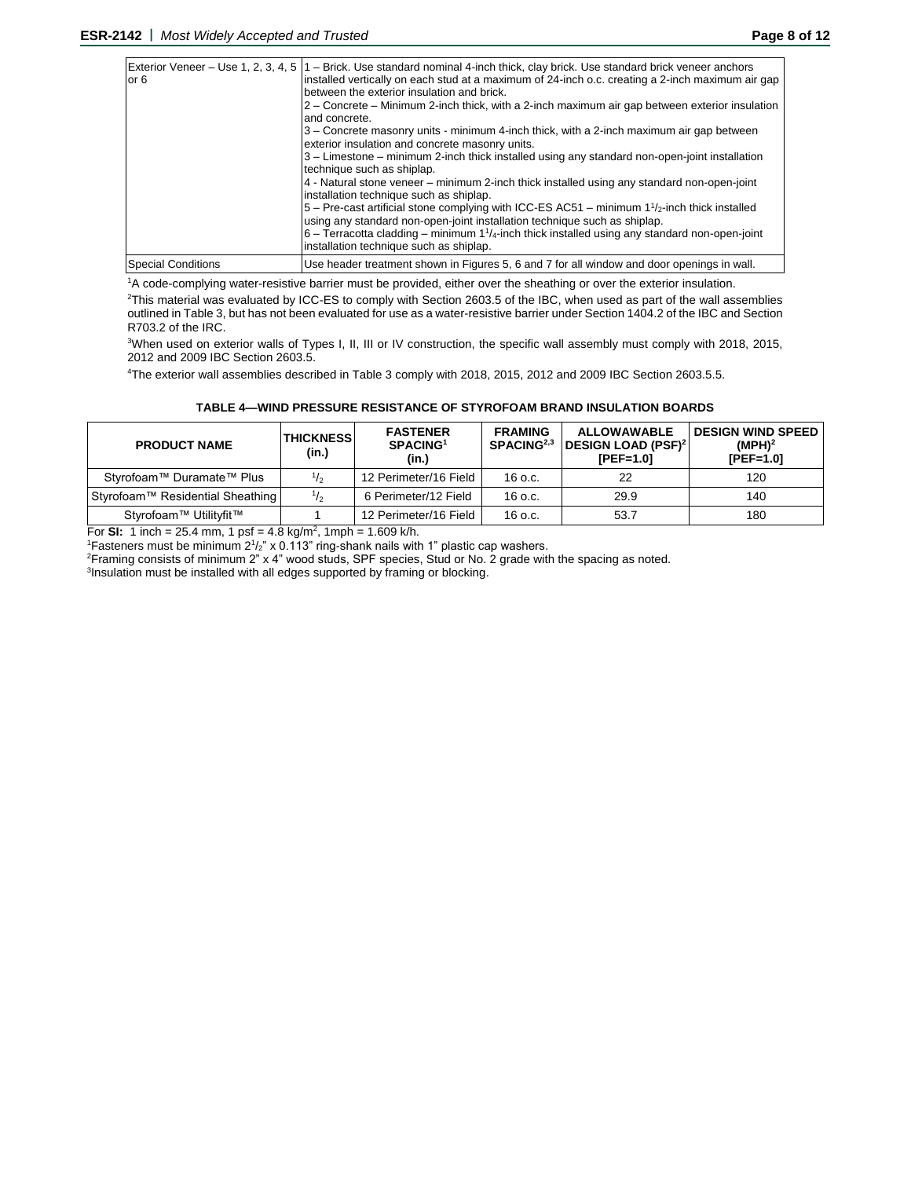| | |
|---|---|
| Exterior Veneer – Use 1, 2, 3, 4, 5 or 6 | 1 – Brick. Use standard nominal 4-inch thick, clay brick. Use standard brick veneer anchors installed vertically on each stud at a maximum of 24-inch o.c. creating a 2-inch maximum air gap between the exterior insulation and brick.<br>2 – Concrete – Minimum 2-inch thick, with a 2-inch maximum air gap between exterior insulation and concrete.<br>3 – Concrete masonry units - minimum 4-inch thick, with a 2-inch maximum air gap between exterior insulation and concrete masonry units.<br>3 – Limestone – minimum 2-inch thick installed using any standard non-open-joint installation technique such as shiplap.<br>4 - Natural stone veneer – minimum 2-inch thick installed using any standard non-open-joint installation technique such as shiplap.<br>5 – Pre-cast artificial stone complying with ICC-ES AC51 – minimum 1[1]/[2]-inch thick installed using any standard non-open-joint installation technique such as shiplap.<br>6 – Terracotta cladding – minimum 1[1]/[4]-inch thick installed using any standard non-open-joint installation technique such as shiplap. |
| Special Conditions | Use header treatment shown in Figures 5, 6 and 7 for all window and door openings in wall. |

[1]A code-complying water-resistive barrier must be provided, either over the sheathing or over the exterior insulation.

[2]This material was evaluated by ICC-ES to comply with Section 2603.5 of the IBC, when used as part of the wall assemblies outlined in Table 3, but has not been evaluated for use as a water-resistive barrier under Section 1404.2 of the IBC and Section R703.2 of the IRC.

[3]When used on exterior walls of Types I, II, III or IV construction, the specific wall assembly must comply with 2018, 2015, 2012 and 2009 IBC Section 2603.5.

[4]The exterior wall assemblies described in Table 3 comply with 2018, 2015, 2012 and 2009 IBC Section 2603.5.5.

**TABLE 4—WIND PRESSURE RESISTANCE OF STYROFOAM BRAND INSULATION BOARDS**

| PRODUCT NAME | THICKNESS (in.) | FASTENER SPACING[1] (in.) | FRAMING SPACING[2,3] | ALLOWAWABLE DESIGN LOAD (PSF)[2] [PEF=1.0] | DESIGN WIND SPEED (MPH)[2] [PEF=1.0] |
|---|---|---|---|---|---|
| Styrofoam™ Duramate™ Plus | 1/2 | 12 Perimeter/16 Field | 16 o.c. | 22 | 120 |
| Styrofoam™ Residential Sheathing | 1/2 | 6 Perimeter/12 Field | 16 o.c. | 29.9 | 140 |
| Styrofoam™ Utilityfit™ | 1 | 12 Perimeter/16 Field | 16 o.c. | 53.7 | 180 |

For **SI:** 1 inch = 25.4 mm, 1 psf = 4.8 kg/m$^2$, 1mph = 1.609 k/h.

[1]Fasteners must be minimum 2[1]/[2]" x 0.113" ring-shank nails with 1" plastic cap washers.

[2]Framing consists of minimum 2" x 4" wood studs, SPF species, Stud or No. 2 grade with the spacing as noted.

[3]Insulation must be installed with all edges supported by framing or blocking.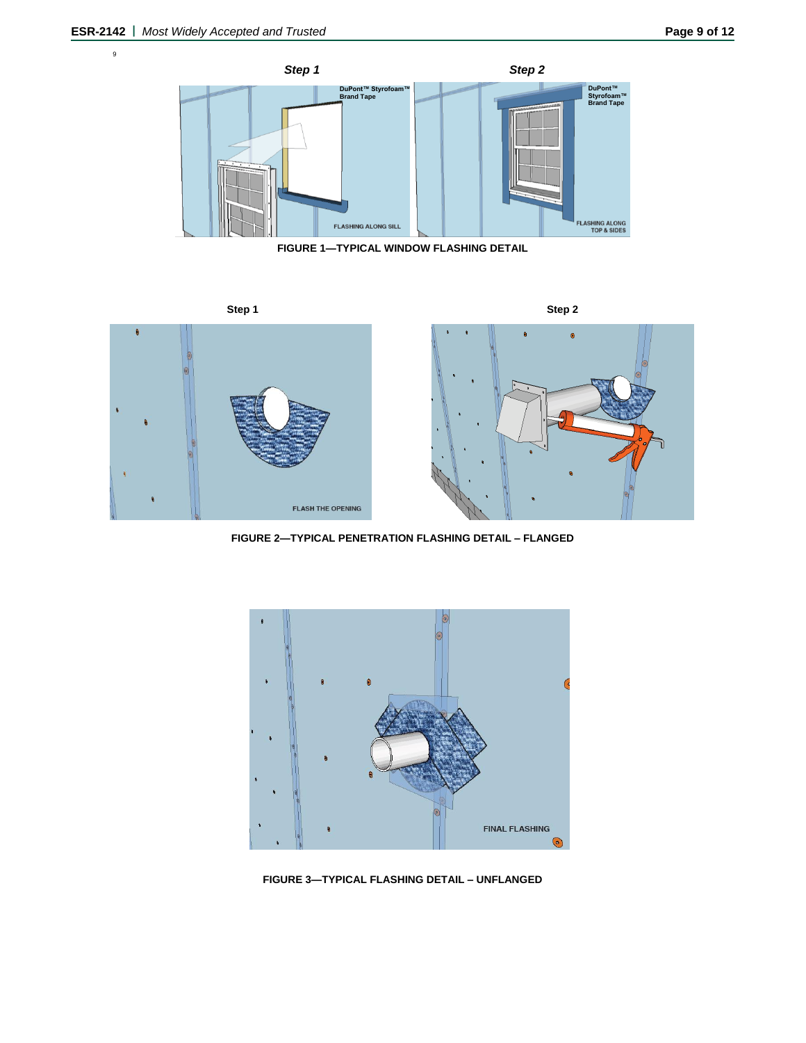FIGURE 1—TYPICAL WINDOW FLASHING DETAIL

FIGURE 2—TYPICAL PENETRATION FLASHING DETAIL – FLANGED

FIGURE 3—TYPICAL FLASHING DETAIL – UNFLANGED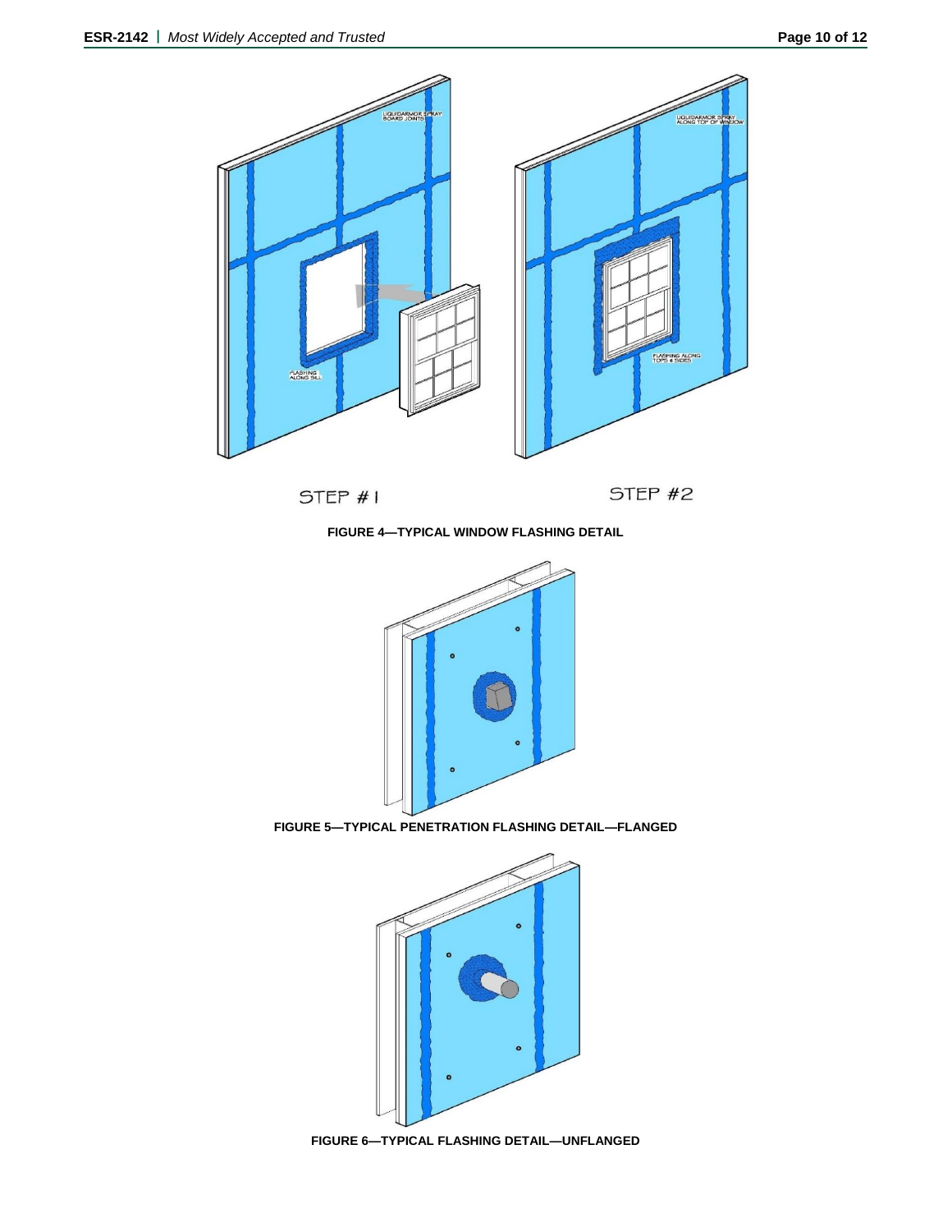STEP #1

STEP #2

FIGURE 4—TYPICAL WINDOW FLASHING DETAIL

FIGURE 5—TYPICAL PENETRATION FLASHING DETAIL—FLANGED

FIGURE 6—TYPICAL FLASHING DETAIL—UNFLANGED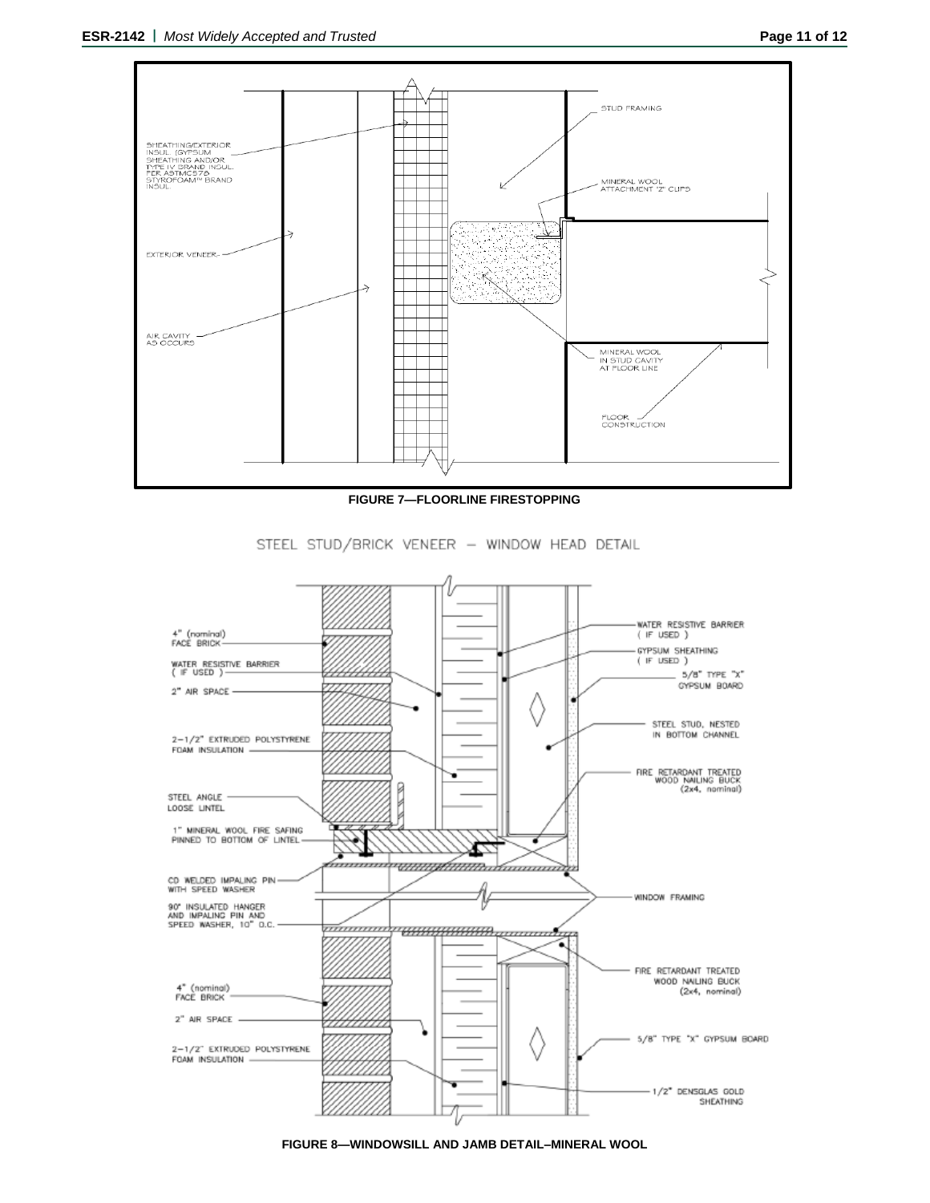STUD FRAMING

SHEATHING/EXTERIOR INSUL. (GYPSUM SHEATHING AND/OR TYPE IV BRAND INSUL. PER ASTMC578 STYROFOAM™ BRAND INSUL.

MINERAL WOOL ATTACHMENT "Z" CLIPS

EXTERIOR VENEER

AIR CAVITY AS OCCURS

MINERAL WOOL IN STUD CAVITY AT FLOOR LINE

FLOOR CONSTRUCTION

**FIGURE 7—FLOORLINE FIRESTOPPING**

STEEL STUD/BRICK VENEER – WINDOW HEAD DETAIL

4" (nominal) FACE BRICK

WATER RESISTIVE BARRIER ( IF USED )

2" AIR SPACE

2-1/2" EXTRUDED POLYSTYRENE FOAM INSULATION

STEEL ANGLE LOOSE LINTEL

1" MINERAL WOOL FIRE SAFING PINNED TO BOTTOM OF LINTEL

CD WELDED IMPALING PIN WITH SPEED WASHER

90° INSULATED HANGER AND IMPALING PIN AND SPEED WASHER, 10" O.C.

4" (nominal) FACE BRICK

2" AIR SPACE

2-1/2" EXTRUDED POLYSTYRENE FOAM INSULATION

WATER RESISTIVE BARRIER ( IF USED )

GYPSUM SHEATHING ( IF USED )

5/8" TYPE "X" GYPSUM BOARD

STEEL STUD, NESTED IN BOTTOM CHANNEL

FIRE RETARDANT TREATED WOOD NAILING BUCK (2x4, nominal)

WINDOW FRAMING

FIRE RETARDANT TREATED WOOD NAILING BUCK (2x4, nominal)

5/8" TYPE "X" GYPSUM BOARD

1/2" DENSGLAS GOLD SHEATHING

**FIGURE 8—WINDOWSILL AND JAMB DETAIL–MINERAL WOOL**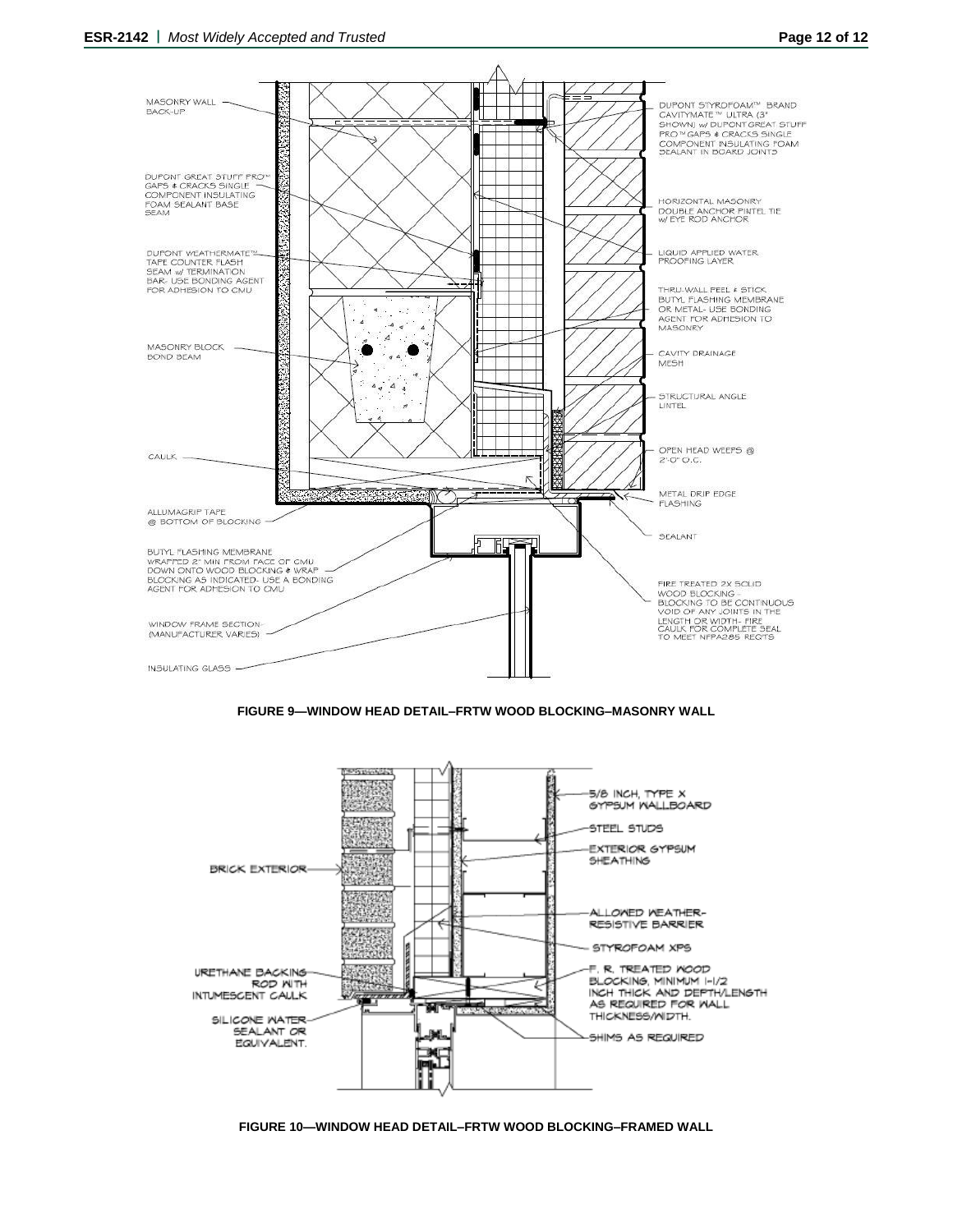MASONRY WALL BACK-UP

DUPONT GREAT STUFF PRO™ GAPS & CRACKS SINGLE COMPONENT INSULATING FOAM SEALANT BASE SEAM

DUPONT WEATHERMATE™ TAPE COUNTER FLASH SEAM w/ TERMINATION BAR- USE BONDING AGENT FOR ADHESION TO CMU

MASONRY BLOCK BOND BEAM

CAULK

ALLUMAGRIP TAPE @ BOTTOM OF BLOCKING

BUTYL FLASHING MEMBRANE WRAPPED 2" MIN FROM FACE OF CMU DOWN ONTO WOOD BLOCKING & WRAP BLOCKING AS INDICATED- USE A BONDING AGENT FOR ADHESION TO CMU

WINDOW FRAME SECTION- (MANUFACTURER VARIES)

INSULATING GLASS

DUPONT STYROFOAM™ BRAND CAVITYMATE™ ULTRA (3" SHOWN) w/ DUPONT GREAT STUFF PRO™ GAPS & CRACKS SINGLE COMPONENT INSULATING FOAM SEALANT IN BOARD JOINTS

HORIZONTAL MASONRY DOUBLE ANCHOR PINTEL TIE w/ EYE ROD ANCHOR

LIQUID APPLIED WATER PROOFING LAYER

THRU-WALL PEEL & STICK BUTYL FLASHING MEMBRANE OR METAL- USE BONDING AGENT FOR ADHESION TO MASONRY

CAVITY DRAINAGE MESH

STRUCTURAL ANGLE LINTEL

OPEN HEAD WEEPS @ 2'-0" O.C.

METAL DRIP EDGE FLASHING

SEALANT

FIRE TREATED 2X SOLID WOOD BLOCKING - BLOCKING TO BE CONTINUOUS VOID OF ANY JOINTS IN THE LENGTH OR WIDTH- FIRE CAULK FOR COMPLETE SEAL TO MEET NFPA285 REQ'TS

**FIGURE 9—WINDOW HEAD DETAIL–FRTW WOOD BLOCKING–MASONRY WALL**

5/8 INCH, TYPE X GYPSUM WALLBOARD

STEEL STUDS

EXTERIOR GYPSUM SHEATHING

BRICK EXTERIOR

ALLOWED WEATHER-RESISTIVE BARRIER

STYROFOAM XPS

URETHANE BACKING ROD WITH INTUMESCENT CAULK

F. R. TREATED WOOD BLOCKING, MINIMUM 1-1/2 INCH THICK AND DEPTH/LENGTH AS REQUIRED FOR WALL THICKNESS/WIDTH.

SILICONE WATER-SEALANT OR EQUIVALENT.

SHIMS AS REQUIRED

**FIGURE 10—WINDOW HEAD DETAIL–FRTW WOOD BLOCKING–FRAMED WALL**